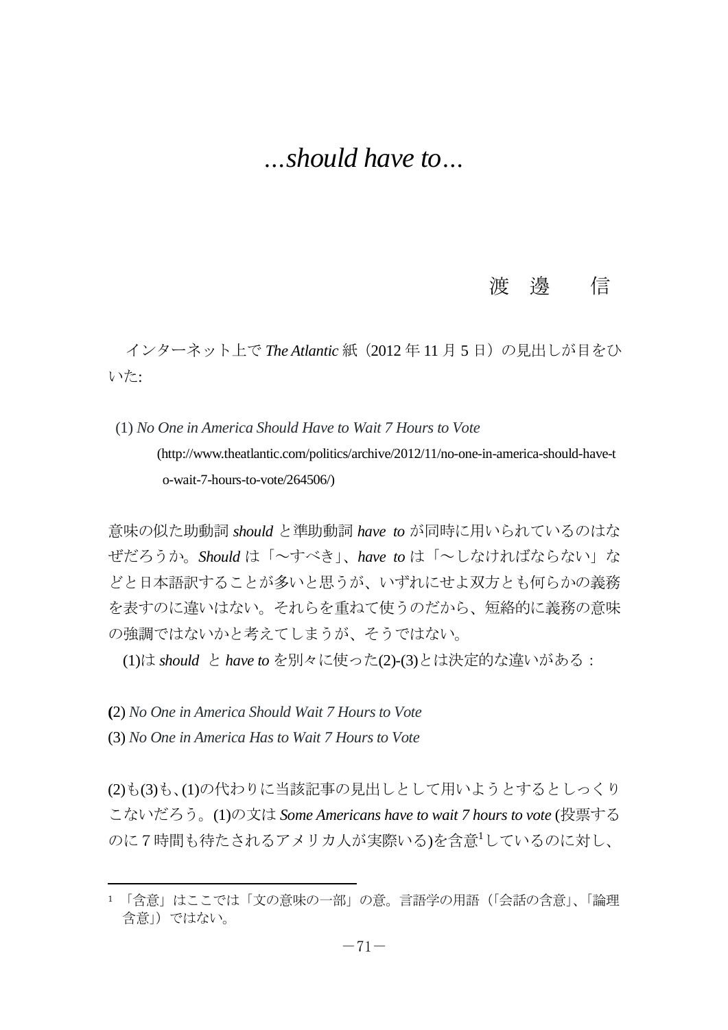# *...should have to...*

渡 邊　信

インターネット上で *The Atlantic* 紙（2012 年 11 月 5 日）の見出しが目をひいた:

(1) *No One in America Should Have to Wait 7 Hours to Vote*
(http://www.theatlantic.com/politics/archive/2012/11/no-one-in-america-should-have-to-wait-7-hours-to-vote/264506/)

意味の似た助動詞 *should* と準助動詞 *have to* が同時に用いられているのはなぜだろうか。*Should* は「～すべき」、*have to* は「～しなければならない」などと日本語訳することが多いと思うが、いずれにせよ双方とも何らかの義務を表すのに違いはない。それらを重ねて使うのだから、短絡的に義務の意味の強調ではないかと考えてしまうが、そうではない。

(1)は *should* と *have to* を別々に使った(2)-(3)とは決定的な違いがある：

(2) *No One in America Should Wait 7 Hours to Vote*
(3) *No One in America Has to Wait 7 Hours to Vote*

(2)も(3)も、(1)の代わりに当該記事の見出しとして用いようとするとしっくりこないだろう。(1)の文は *Some Americans have to wait 7 hours to vote* (投票するのに 7 時間も待たされるアメリカ人が実際いる)を含意[1]しているのに対し、

[1] 「含意」はここでは「文の意味の一部」の意。言語学の用語（「会話の含意」、「論理含意」）ではない。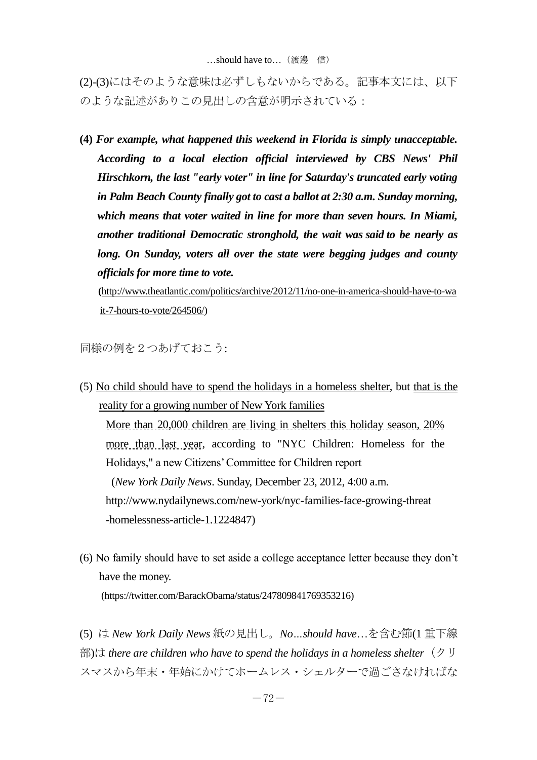(2)-(3)にはそのような意味は必ずしもないからである。記事本文には、以下のような記述がありこの見出しの含意が明示されている：

**(4)** ***For example, what happened this weekend in Florida is simply unacceptable. According to a local election official interviewed by CBS News' Phil Hirschkorn, the last "early voter" in line for Saturday's truncated early voting in Palm Beach County finally got to cast a ballot at 2:30 a.m. Sunday morning, which means that voter waited in line for more than seven hours. In Miami, another traditional Democratic stronghold, the wait was said to be nearly as long. On Sunday, voters all over the state were begging judges and county officials for more time to vote.***

(http://www.theatlantic.com/politics/archive/2012/11/no-one-in-america-should-have-to-wait-7-hours-to-vote/264506/)

同様の例を２つあげておこう:

(5) No child should have to spend the holidays in a homeless shelter, but that is the reality for a growing number of New York families

More than 20,000 children are living in shelters this holiday season, 20% more than last year, according to "NYC Children: Homeless for the Holidays," a new Citizens' Committee for Children report

(*New York Daily News*. Sunday, December 23, 2012, 4:00 a.m. http://www.nydailynews.com/new-york/nyc-families-face-growing-threat-homelessness-article-1.1224847)

(6) No family should have to set aside a college acceptance letter because they don't have the money.

(https://twitter.com/BarackObama/status/247809841769353216)

(5) は *New York Daily News* 紙の見出し。*No...should have*…を含む節(1 重下線部)は *there are children who have to spend the holidays in a homeless shelter*（クリスマスから年末・年始にかけてホームレス・シェルターで過ごさなければな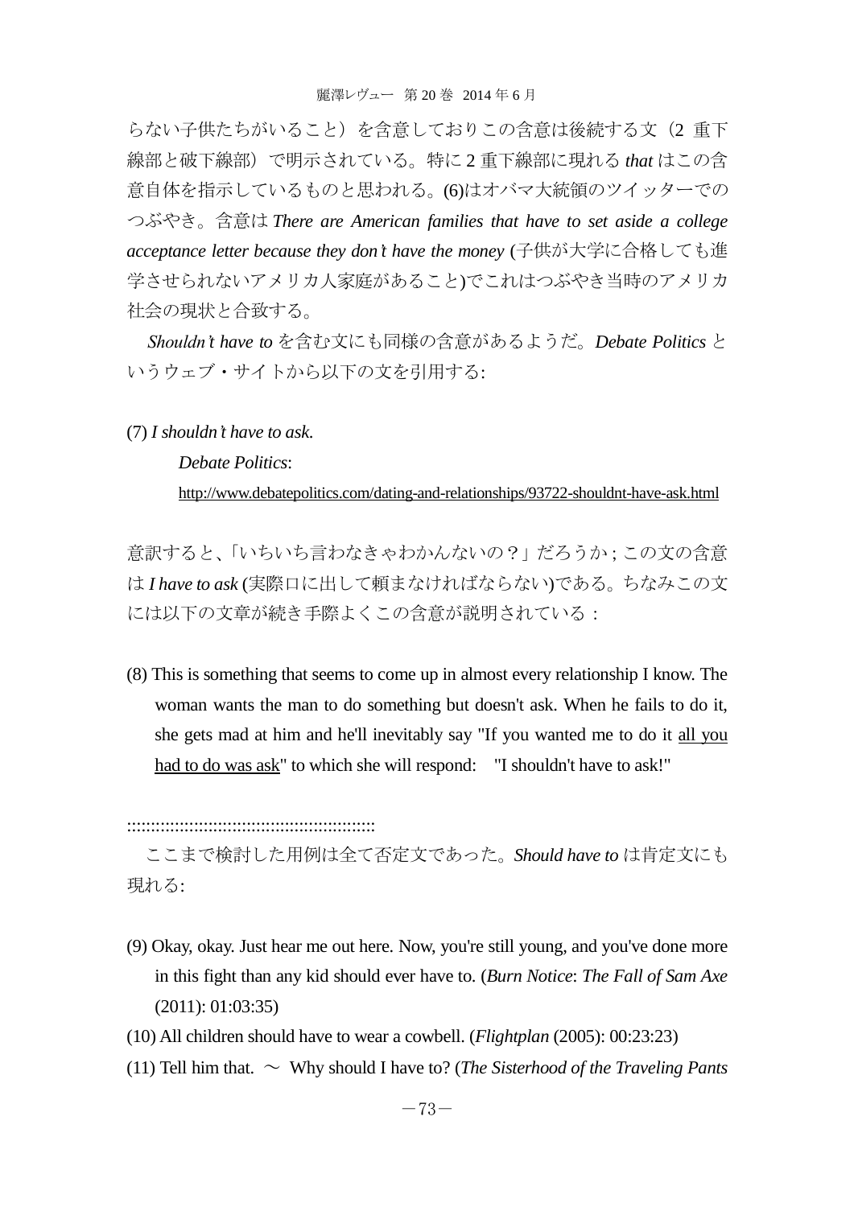らない子供たちがいること）を含意しておりこの含意は後続する文（2 重下線部と破下線部）で明示されている。特に 2 重下線部に現れる *that* はこの含意自体を指示しているものと思われる。(6)はオバマ大統領のツイッターでのつぶやき。含意は *There are American families that have to set aside a college acceptance letter because they don't have the money* (子供が大学に合格しても進学させられないアメリカ人家庭があること)でこれはつぶやき当時のアメリカ社会の現状と合致する。

*Shouldn't have to* を含む文にも同様の含意があるようだ。*Debate Politics* というウェブ・サイトから以下の文を引用する:

(7) *I shouldn't have to ask.*

*Debate Politics*:

http://www.debatepolitics.com/dating-and-relationships/93722-shouldnt-have-ask.html

意訳すると、「いちいち言わなきゃわかんないの？」だろうか ; この文の含意は *I have to ask* (実際口に出して頼まなければならない)である。ちなみこの文には以下の文章が続き手際よくこの含意が説明されている：

(8) This is something that seems to come up in almost every relationship I know. The woman wants the man to do something but doesn't ask. When he fails to do it, she gets mad at him and he'll inevitably say "If you wanted me to do it <u>all you had to do was ask</u>" to which she will respond: "I shouldn't have to ask!"

::::::::::::::::::::::::::::::::::::::::::::::::::::::

ここまで検討した用例は全て否定文であった。*Should have to* は肯定文にも現れる:

(9) Okay, okay. Just hear me out here. Now, you're still young, and you've done more in this fight than any kid should ever have to. (*Burn Notice*: *The Fall of Sam Axe* (2011): 01:03:35)

(10) All children should have to wear a cowbell. (*Flightplan* (2005): 00:23:23)

(11) Tell him that. ～ Why should I have to? (*The Sisterhood of the Traveling Pants*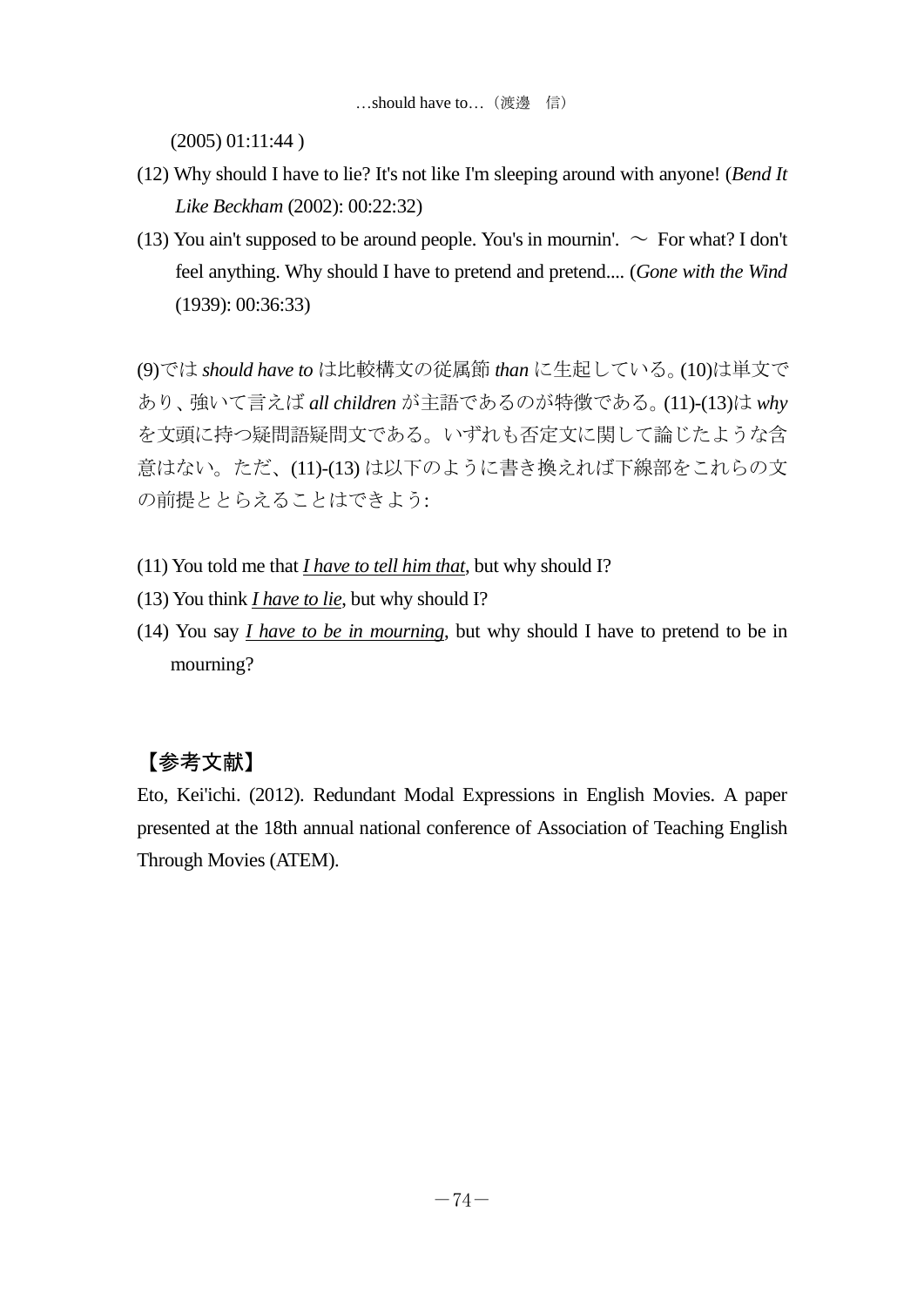(2005) 01:11:44 )

(12) Why should I have to lie? It's not like I'm sleeping around with anyone! (*Bend It Like Beckham* (2002): 00:22:32)

(13) You ain't supposed to be around people. You's in mournin'. ～ For what? I don't feel anything. Why should I have to pretend and pretend.... (*Gone with the Wind* (1939): 00:36:33)

(9)では *should have to* は比較構文の従属節 *than* に生起している。(10)は単文であり、強いて言えば *all children* が主語であるのが特徴である。(11)-(13)は *why* を文頭に持つ疑問語疑問文である。いずれも否定文に関して論じたような含意はない。ただ、(11)-(13) は以下のように書き換えれば下線部をこれらの文の前提ととらえることはできよう:

(11) You told me that <u>*I have to tell him that*</u>, but why should I?

(13) You think <u>*I have to lie*</u>, but why should I?

(14) You say <u>*I have to be in mourning*</u>, but why should I have to pretend to be in mourning?

## 【参考文献】

Eto, Kei'ichi. (2012). Redundant Modal Expressions in English Movies. A paper presented at the 18th annual national conference of Association of Teaching English Through Movies (ATEM).